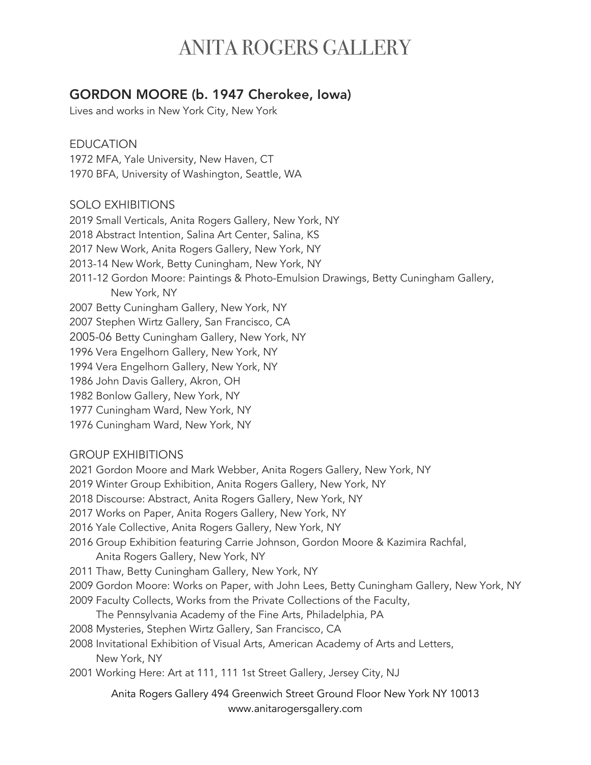# ANITA ROGERS GALLERY

## GORDON MOORE (b. 1947 Cherokee, Iowa)

Lives and works in New York City, New York

### EDUCATION

1972 MFA, Yale University, New Haven, CT
1970 BFA, University of Washington, Seattle, WA

### SOLO EXHIBITIONS

2019 Small Verticals, Anita Rogers Gallery, New York, NY
2018 Abstract Intention, Salina Art Center, Salina, KS
2017 New Work, Anita Rogers Gallery, New York, NY
2013-14 New Work, Betty Cuningham, New York, NY
2011-12 Gordon Moore: Paintings & Photo-Emulsion Drawings, Betty Cuningham Gallery, New York, NY
2007 Betty Cuningham Gallery, New York, NY
2007 Stephen Wirtz Gallery, San Francisco, CA
2005-06 Betty Cuningham Gallery, New York, NY
1996 Vera Engelhorn Gallery, New York, NY
1994 Vera Engelhorn Gallery, New York, NY
1986 John Davis Gallery, Akron, OH
1982 Bonlow Gallery, New York, NY
1977 Cuningham Ward, New York, NY
1976 Cuningham Ward, New York, NY

### GROUP EXHIBITIONS

2021 Gordon Moore and Mark Webber, Anita Rogers Gallery, New York, NY
2019 Winter Group Exhibition, Anita Rogers Gallery, New York, NY
2018 Discourse: Abstract, Anita Rogers Gallery, New York, NY
2017 Works on Paper, Anita Rogers Gallery, New York, NY
2016 Yale Collective, Anita Rogers Gallery, New York, NY
2016 Group Exhibition featuring Carrie Johnson, Gordon Moore & Kazimira Rachfal, Anita Rogers Gallery, New York, NY
2011 Thaw, Betty Cuningham Gallery, New York, NY
2009 Gordon Moore: Works on Paper, with John Lees, Betty Cuningham Gallery, New York, NY
2009 Faculty Collects, Works from the Private Collections of the Faculty, The Pennsylvania Academy of the Fine Arts, Philadelphia, PA
2008 Mysteries, Stephen Wirtz Gallery, San Francisco, CA
2008 Invitational Exhibition of Visual Arts, American Academy of Arts and Letters, New York, NY
2001 Working Here: Art at 111, 111 1st Street Gallery, Jersey City, NJ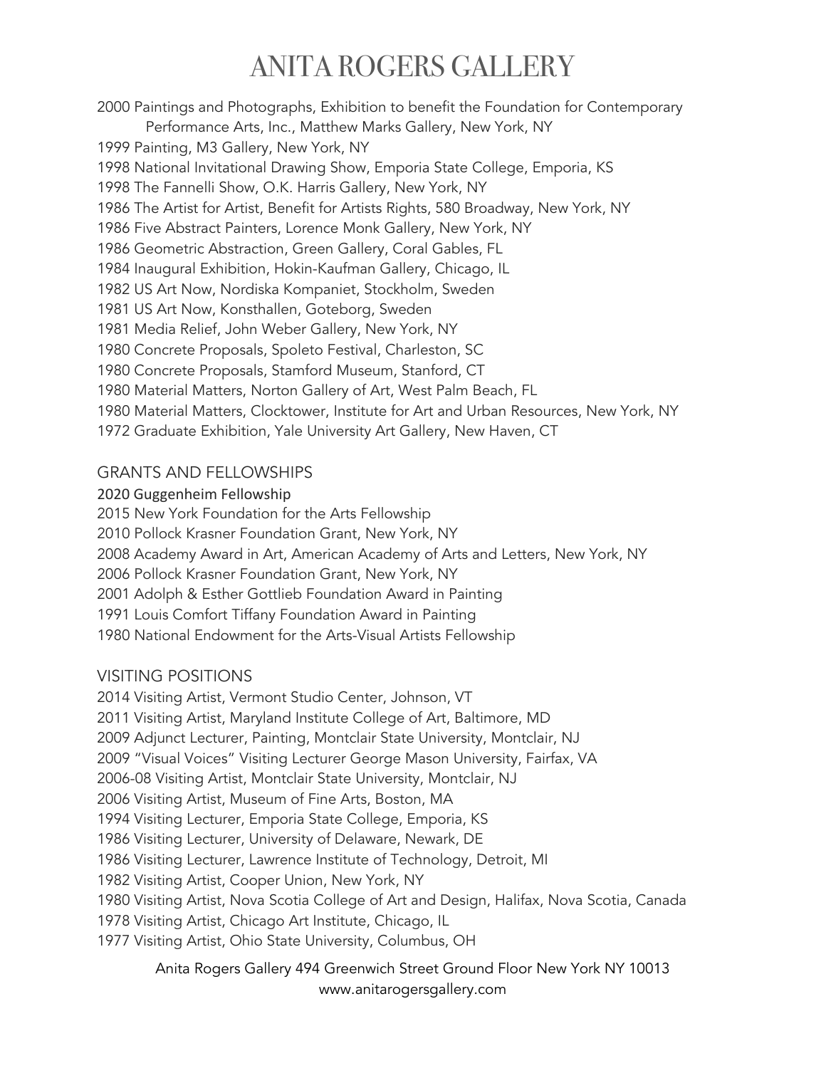2000 Paintings and Photographs, Exhibition to benefit the Foundation for Contemporary Performance Arts, Inc., Matthew Marks Gallery, New York, NY
1999 Painting, M3 Gallery, New York, NY
1998 National Invitational Drawing Show, Emporia State College, Emporia, KS
1998 The Fannelli Show, O.K. Harris Gallery, New York, NY
1986 The Artist for Artist, Benefit for Artists Rights, 580 Broadway, New York, NY
1986 Five Abstract Painters, Lorence Monk Gallery, New York, NY
1986 Geometric Abstraction, Green Gallery, Coral Gables, FL
1984 Inaugural Exhibition, Hokin-Kaufman Gallery, Chicago, IL
1982 US Art Now, Nordiska Kompaniet, Stockholm, Sweden
1981 US Art Now, Konsthallen, Goteborg, Sweden
1981 Media Relief, John Weber Gallery, New York, NY
1980 Concrete Proposals, Spoleto Festival, Charleston, SC
1980 Concrete Proposals, Stamford Museum, Stanford, CT
1980 Material Matters, Norton Gallery of Art, West Palm Beach, FL
1980 Material Matters, Clocktower, Institute for Art and Urban Resources, New York, NY
1972 Graduate Exhibition, Yale University Art Gallery, New Haven, CT

## GRANTS AND FELLOWSHIPS

2020 Guggenheim Fellowship
2015 New York Foundation for the Arts Fellowship
2010 Pollock Krasner Foundation Grant, New York, NY
2008 Academy Award in Art, American Academy of Arts and Letters, New York, NY
2006 Pollock Krasner Foundation Grant, New York, NY
2001 Adolph & Esther Gottlieb Foundation Award in Painting
1991 Louis Comfort Tiffany Foundation Award in Painting
1980 National Endowment for the Arts-Visual Artists Fellowship

## VISITING POSITIONS

2014 Visiting Artist, Vermont Studio Center, Johnson, VT
2011 Visiting Artist, Maryland Institute College of Art, Baltimore, MD
2009 Adjunct Lecturer, Painting, Montclair State University, Montclair, NJ
2009 "Visual Voices" Visiting Lecturer George Mason University, Fairfax, VA
2006-08 Visiting Artist, Montclair State University, Montclair, NJ
2006 Visiting Artist, Museum of Fine Arts, Boston, MA
1994 Visiting Lecturer, Emporia State College, Emporia, KS
1986 Visiting Lecturer, University of Delaware, Newark, DE
1986 Visiting Lecturer, Lawrence Institute of Technology, Detroit, MI
1982 Visiting Artist, Cooper Union, New York, NY
1980 Visiting Artist, Nova Scotia College of Art and Design, Halifax, Nova Scotia, Canada
1978 Visiting Artist, Chicago Art Institute, Chicago, IL
1977 Visiting Artist, Ohio State University, Columbus, OH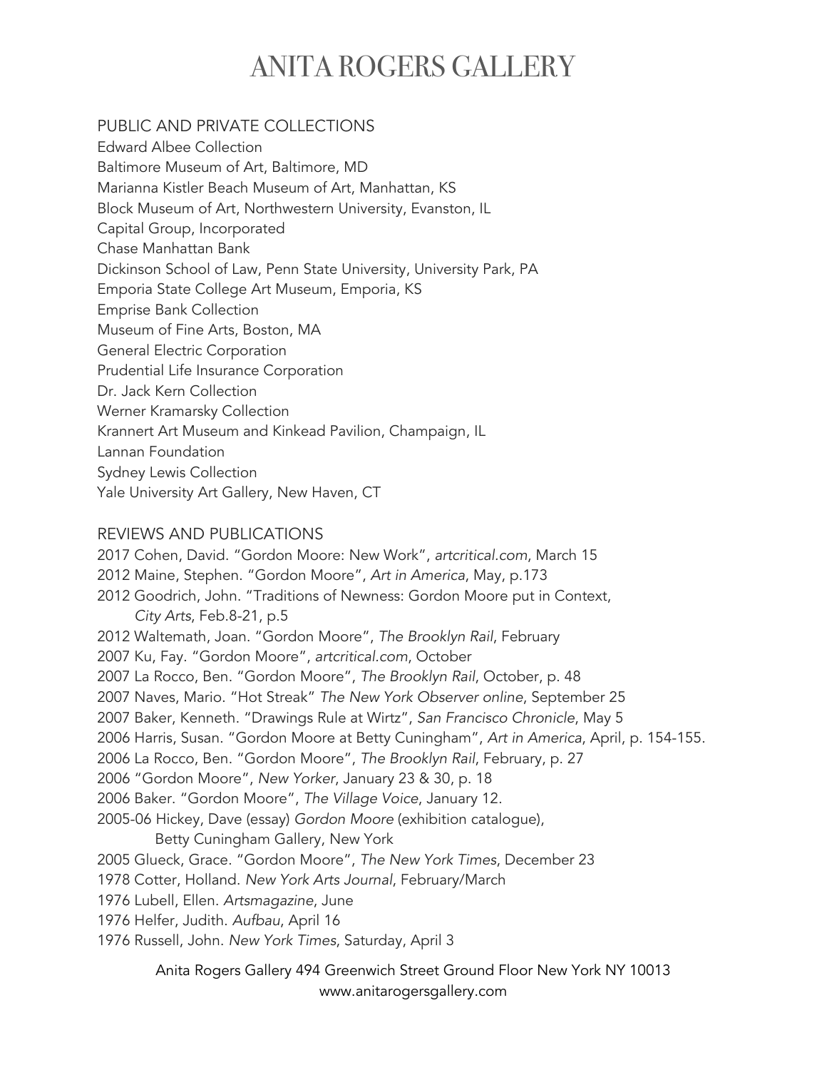## PUBLIC AND PRIVATE COLLECTIONS

Edward Albee Collection
Baltimore Museum of Art, Baltimore, MD
Marianna Kistler Beach Museum of Art, Manhattan, KS
Block Museum of Art, Northwestern University, Evanston, IL
Capital Group, Incorporated
Chase Manhattan Bank
Dickinson School of Law, Penn State University, University Park, PA
Emporia State College Art Museum, Emporia, KS
Emprise Bank Collection
Museum of Fine Arts, Boston, MA
General Electric Corporation
Prudential Life Insurance Corporation
Dr. Jack Kern Collection
Werner Kramarsky Collection
Krannert Art Museum and Kinkead Pavilion, Champaign, IL
Lannan Foundation
Sydney Lewis Collection
Yale University Art Gallery, New Haven, CT

## REVIEWS AND PUBLICATIONS

2017 Cohen, David. "Gordon Moore: New Work", *artcritical.com*, March 15
2012 Maine, Stephen. "Gordon Moore", *Art in America*, May, p.173
2012 Goodrich, John. "Traditions of Newness: Gordon Moore put in Context, *City Arts*, Feb.8-21, p.5
2012 Waltemath, Joan. "Gordon Moore", *The Brooklyn Rail*, February
2007 Ku, Fay. "Gordon Moore", *artcritical.com*, October
2007 La Rocco, Ben. "Gordon Moore", *The Brooklyn Rail*, October, p. 48
2007 Naves, Mario. "Hot Streak" *The New York Observer online*, September 25
2007 Baker, Kenneth. "Drawings Rule at Wirtz", *San Francisco Chronicle*, May 5
2006 Harris, Susan. "Gordon Moore at Betty Cuningham", *Art in America*, April, p. 154-155.
2006 La Rocco, Ben. "Gordon Moore", *The Brooklyn Rail*, February, p. 27
2006 "Gordon Moore", *New Yorker*, January 23 & 30, p. 18
2006 Baker. "Gordon Moore", *The Village Voice*, January 12.
2005-06 Hickey, Dave (essay) *Gordon Moore* (exhibition catalogue), Betty Cuningham Gallery, New York
2005 Glueck, Grace. "Gordon Moore", *The New York Times*, December 23
1978 Cotter, Holland. *New York Arts Journal*, February/March
1976 Lubell, Ellen. *Artsmagazine*, June
1976 Helfer, Judith. *Aufbau*, April 16
1976 Russell, John. *New York Times*, Saturday, April 3